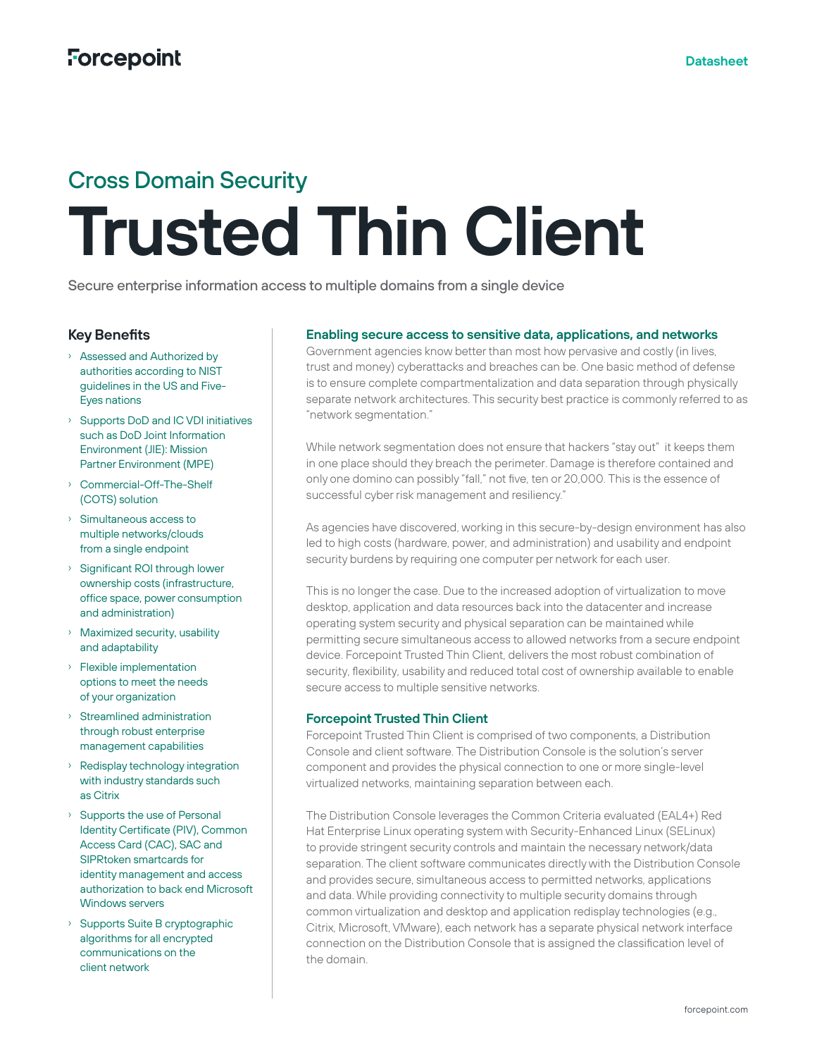Cross Domain Security

# Trusted Thin Client

Secure enterprise information access to multiple domains from a single device

## Key Benefits

- Assessed and Authorized by authorities according to NIST guidelines in the US and Five-Eyes nations
- Supports DoD and IC VDI initiatives such as DoD Joint Information Environment (JIE): Mission Partner Environment (MPE)
- Commercial-Off-The-Shelf (COTS) solution
- Simultaneous access to multiple networks/clouds from a single endpoint
- Significant ROI through lower ownership costs (infrastructure, office space, power consumption and administration)
- Maximized security, usability and adaptability
- Flexible implementation options to meet the needs of your organization
- Streamlined administration through robust enterprise management capabilities
- Redisplay technology integration with industry standards such as Citrix
- Supports the use of Personal Identity Certificate (PIV), Common Access Card (CAC), SAC and SIPRtoken smartcards for identity management and access authorization to back end Microsoft Windows servers
- Supports Suite B cryptographic algorithms for all encrypted communications on the client network

### Enabling secure access to sensitive data, applications, and networks

Government agencies know better than most how pervasive and costly (in lives, trust and money) cyberattacks and breaches can be. One basic method of defense is to ensure complete compartmentalization and data separation through physically separate network architectures. This security best practice is commonly referred to as "network segmentation."

While network segmentation does not ensure that hackers "stay out" it keeps them in one place should they breach the perimeter. Damage is therefore contained and only one domino can possibly "fall," not five, ten or 20,000. This is the essence of successful cyber risk management and resiliency."

As agencies have discovered, working in this secure-by-design environment has also led to high costs (hardware, power, and administration) and usability and endpoint security burdens by requiring one computer per network for each user.

This is no longer the case. Due to the increased adoption of virtualization to move desktop, application and data resources back into the datacenter and increase operating system security and physical separation can be maintained while permitting secure simultaneous access to allowed networks from a secure endpoint device. Forcepoint Trusted Thin Client, delivers the most robust combination of security, flexibility, usability and reduced total cost of ownership available to enable secure access to multiple sensitive networks.

### Forcepoint Trusted Thin Client

Forcepoint Trusted Thin Client is comprised of two components, a Distribution Console and client software. The Distribution Console is the solution's server component and provides the physical connection to one or more single-level virtualized networks, maintaining separation between each.

The Distribution Console leverages the Common Criteria evaluated (EAL4+) Red Hat Enterprise Linux operating system with Security-Enhanced Linux (SELinux) to provide stringent security controls and maintain the necessary network/data separation. The client software communicates directly with the Distribution Console and provides secure, simultaneous access to permitted networks, applications and data. While providing connectivity to multiple security domains through common virtualization and desktop and application redisplay technologies (e.g., Citrix, Microsoft, VMware), each network has a separate physical network interface connection on the Distribution Console that is assigned the classification level of the domain.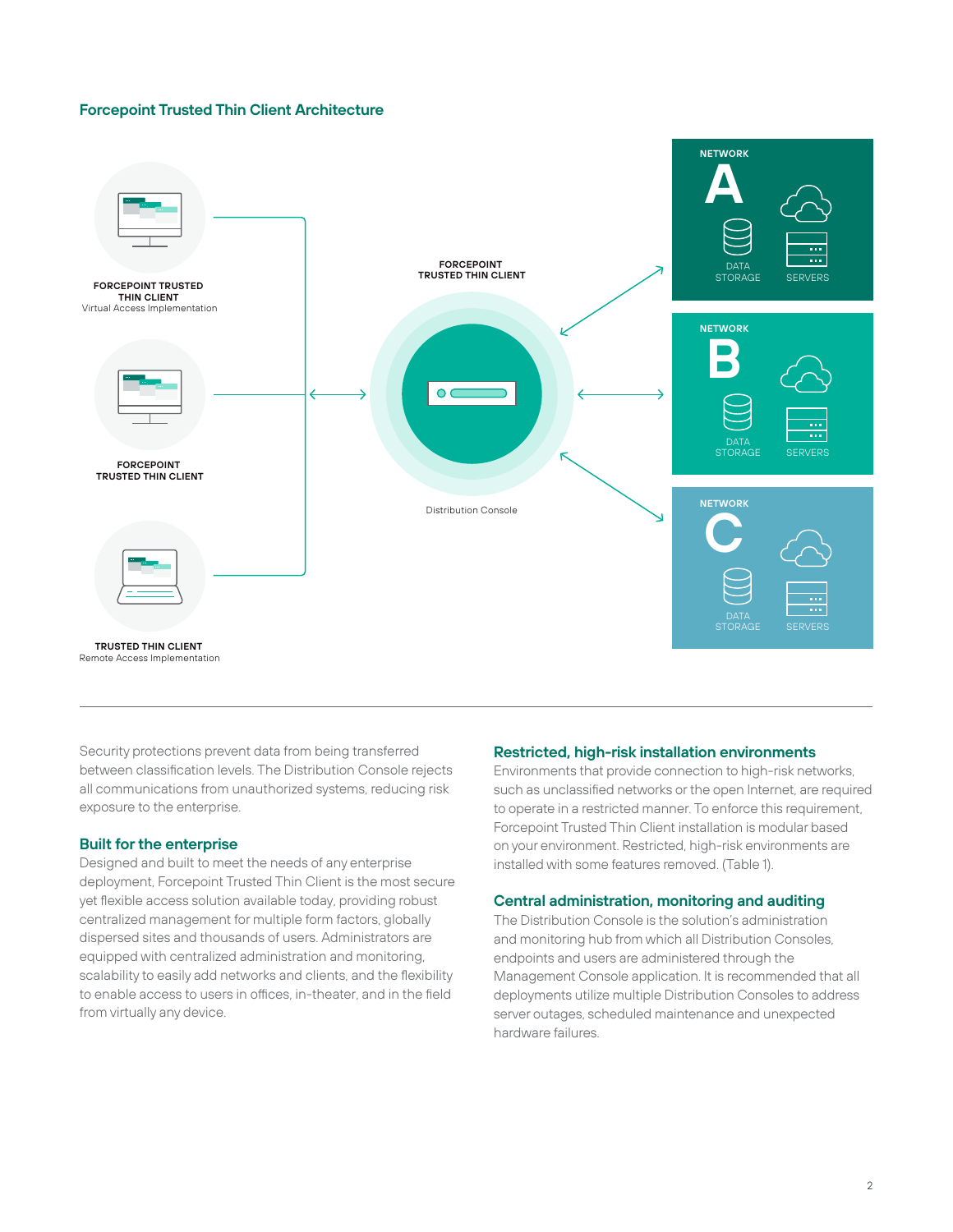## Forcepoint Trusted Thin Client Architecture

FORCEPOINT TRUSTED THIN CLIENT
Virtual Access Implementation

FORCEPOINT TRUSTED THIN CLIENT

TRUSTED THIN CLIENT
Remote Access Implementation

FORCEPOINT TRUSTED THIN CLIENT

Distribution Console

NETWORK A
DATA STORAGE
SERVERS

NETWORK B
DATA STORAGE
SERVERS

NETWORK C
DATA STORAGE
SERVERS

---

Security protections prevent data from being transferred between classification levels. The Distribution Console rejects all communications from unauthorized systems, reducing risk exposure to the enterprise.

### Built for the enterprise

Designed and built to meet the needs of any enterprise deployment, Forcepoint Trusted Thin Client is the most secure yet flexible access solution available today, providing robust centralized management for multiple form factors, globally dispersed sites and thousands of users. Administrators are equipped with centralized administration and monitoring, scalability to easily add networks and clients, and the flexibility to enable access to users in offices, in-theater, and in the field from virtually any device.

### Restricted, high-risk installation environments

Environments that provide connection to high-risk networks, such as unclassified networks or the open Internet, are required to operate in a restricted manner. To enforce this requirement, Forcepoint Trusted Thin Client installation is modular based on your environment. Restricted, high-risk environments are installed with some features removed. (Table 1).

### Central administration, monitoring and auditing

The Distribution Console is the solution's administration and monitoring hub from which all Distribution Consoles, endpoints and users are administered through the Management Console application. It is recommended that all deployments utilize multiple Distribution Consoles to address server outages, scheduled maintenance and unexpected hardware failures.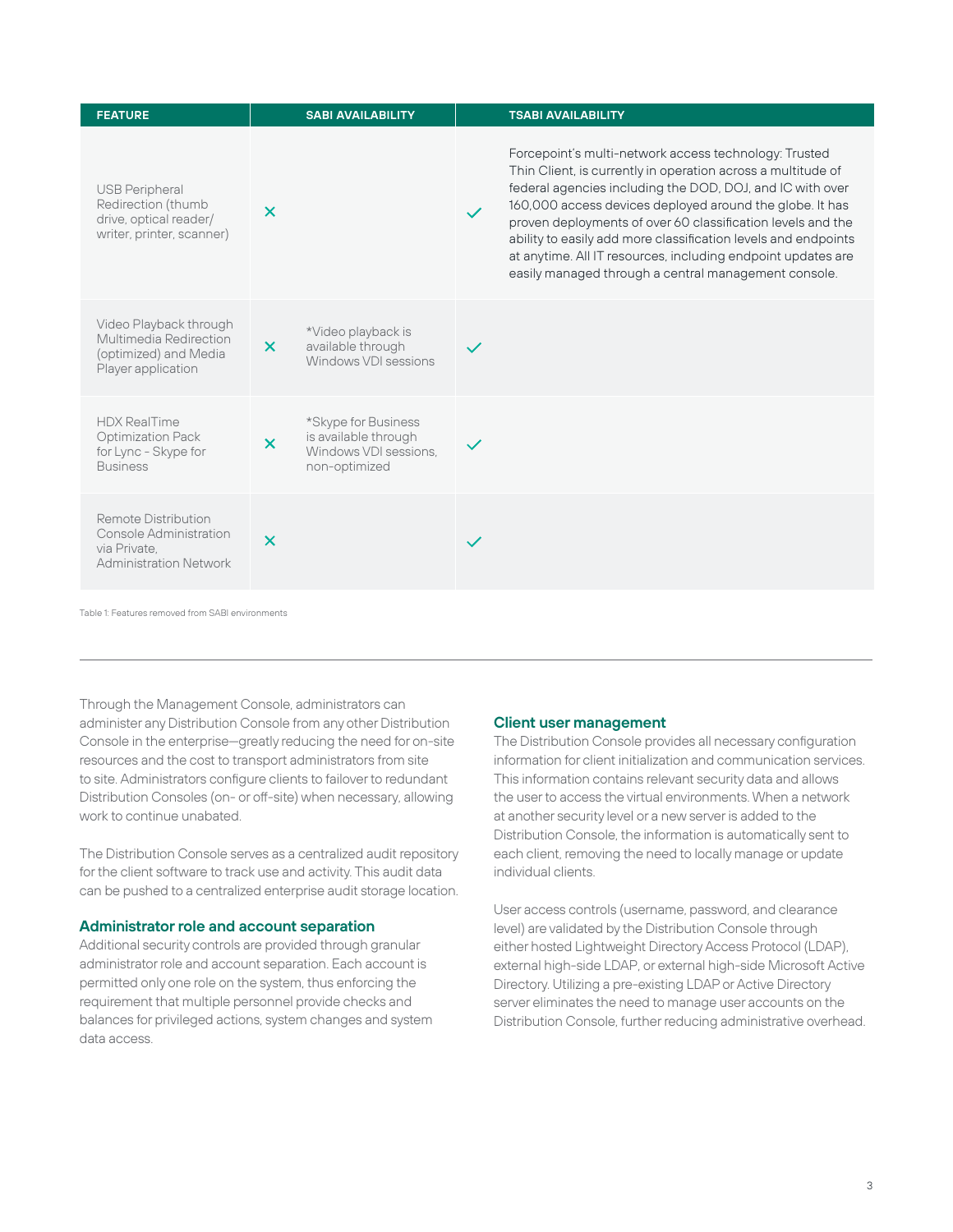| FEATURE | SABI AVAILABILITY | TSABI AVAILABILITY |
|---|---|---|
| USB Peripheral Redirection (thumb drive, optical reader/ writer, printer, scanner) | ✕ | ✓ Forcepoint's multi-network access technology: Trusted Thin Client, is currently in operation across a multitude of federal agencies including the DOD, DOJ, and IC with over 160,000 access devices deployed around the globe. It has proven deployments of over 60 classification levels and the ability to easily add more classification levels and endpoints at anytime. All IT resources, including endpoint updates are easily managed through a central management console. |
| Video Playback through Multimedia Redirection (optimized) and Media Player application | ✕ *Video playback is available through Windows VDI sessions | ✓ |
| HDX RealTime Optimization Pack for Lync - Skype for Business | ✕ *Skype for Business is available through Windows VDI sessions, non-optimized | ✓ |
| Remote Distribution Console Administration via Private, Administration Network | ✕ | ✓ |

Table 1: Features removed from SABI environments

Through the Management Console, administrators can administer any Distribution Console from any other Distribution Console in the enterprise—greatly reducing the need for on-site resources and the cost to transport administrators from site to site. Administrators configure clients to failover to redundant Distribution Consoles (on- or off-site) when necessary, allowing work to continue unabated.

The Distribution Console serves as a centralized audit repository for the client software to track use and activity. This audit data can be pushed to a centralized enterprise audit storage location.

### Administrator role and account separation

Additional security controls are provided through granular administrator role and account separation. Each account is permitted only one role on the system, thus enforcing the requirement that multiple personnel provide checks and balances for privileged actions, system changes and system data access.

### Client user management

The Distribution Console provides all necessary configuration information for client initialization and communication services. This information contains relevant security data and allows the user to access the virtual environments. When a network at another security level or a new server is added to the Distribution Console, the information is automatically sent to each client, removing the need to locally manage or update individual clients.

User access controls (username, password, and clearance level) are validated by the Distribution Console through either hosted Lightweight Directory Access Protocol (LDAP), external high-side LDAP, or external high-side Microsoft Active Directory. Utilizing a pre-existing LDAP or Active Directory server eliminates the need to manage user accounts on the Distribution Console, further reducing administrative overhead.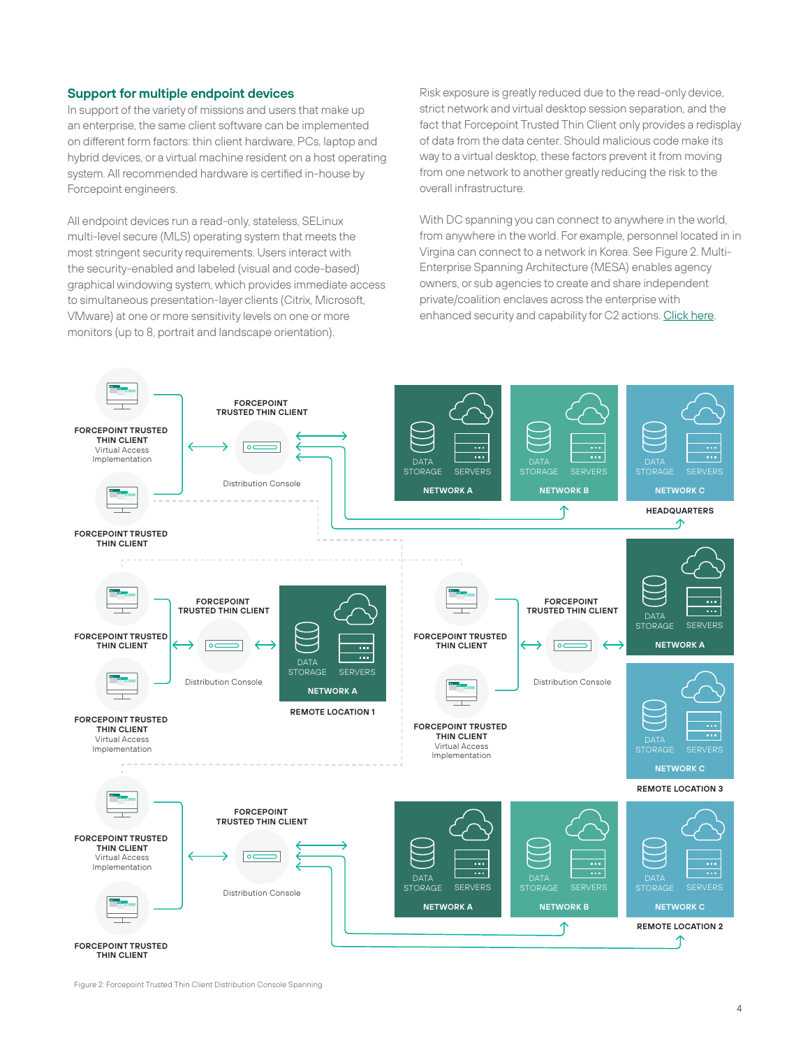## Support for multiple endpoint devices

In support of the variety of missions and users that make up an enterprise, the same client software can be implemented on different form factors: thin client hardware, PCs, laptop and hybrid devices, or a virtual machine resident on a host operating system. All recommended hardware is certified in-house by Forcepoint engineers.

All endpoint devices run a read-only, stateless, SELinux multi-level secure (MLS) operating system that meets the most stringent security requirements. Users interact with the security-enabled and labeled (visual and code-based) graphical windowing system, which provides immediate access to simultaneous presentation-layer clients (Citrix, Microsoft, VMware) at one or more sensitivity levels on one or more monitors (up to 8, portrait and landscape orientation).

Risk exposure is greatly reduced due to the read-only device, strict network and virtual desktop session separation, and the fact that Forcepoint Trusted Thin Client only provides a redisplay of data from the data center. Should malicious code make its way to a virtual desktop, these factors prevent it from moving from one network to another greatly reducing the risk to the overall infrastructure.

With DC spanning you can connect to anywhere in the world, from anywhere in the world. For example, personnel located in in Virgina can connect to a network in Korea. See Figure 2. Multi-Enterprise Spanning Architecture (MESA) enables agency owners, or sub agencies to create and share independent private/coalition enclaves across the enterprise with enhanced security and capability for C2 actions. Click here.

FORCEPOINT TRUSTED THIN CLIENT Virtual Access Implementation
FORCEPOINT TRUSTED THIN CLIENT
FORCEPOINT TRUSTED THIN CLIENT Distribution Console
DATA STORAGE SERVERS NETWORK A
DATA STORAGE SERVERS NETWORK B
DATA STORAGE SERVERS NETWORK C
HEADQUARTERS

FORCEPOINT TRUSTED THIN CLIENT
FORCEPOINT TRUSTED THIN CLIENT Virtual Access Implementation
FORCEPOINT TRUSTED THIN CLIENT Distribution Console
DATA STORAGE SERVERS NETWORK A
REMOTE LOCATION 1

FORCEPOINT TRUSTED THIN CLIENT
FORCEPOINT TRUSTED THIN CLIENT Virtual Access Implementation
FORCEPOINT TRUSTED THIN CLIENT Distribution Console
DATA STORAGE SERVERS NETWORK A
DATA STORAGE SERVERS NETWORK C
REMOTE LOCATION 3

FORCEPOINT TRUSTED THIN CLIENT Virtual Access Implementation
FORCEPOINT TRUSTED THIN CLIENT
FORCEPOINT TRUSTED THIN CLIENT Distribution Console
DATA STORAGE SERVERS NETWORK A
DATA STORAGE SERVERS NETWORK B
DATA STORAGE SERVERS NETWORK C
REMOTE LOCATION 2

Figure 2: Forcepoint Trusted Thin Client Distribution Console Spanning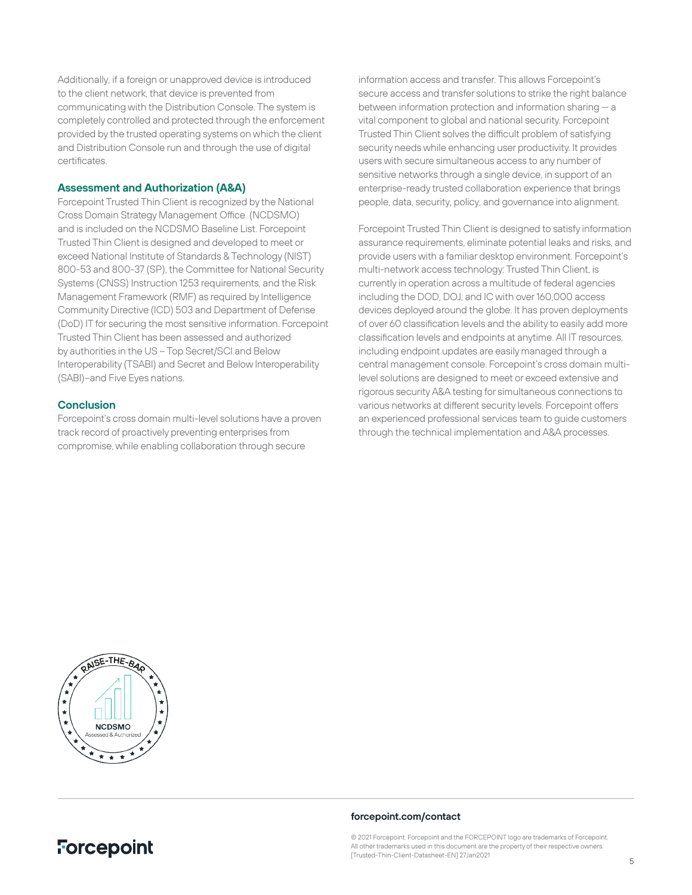Additionally, if a foreign or unapproved device is introduced to the client network, that device is prevented from communicating with the Distribution Console. The system is completely controlled and protected through the enforcement provided by the trusted operating systems on which the client and Distribution Console run and through the use of digital certificates.

### Assessment and Authorization (A&A)

Forcepoint Trusted Thin Client is recognized by the National Cross Domain Strategy Management Office (NCDSMO) and is included on the NCDSMO Baseline List. Forcepoint Trusted Thin Client is designed and developed to meet or exceed National Institute of Standards & Technology (NIST) 800-53 and 800-37 (SP), the Committee for National Security Systems (CNSS) Instruction 1253 requirements, and the Risk Management Framework (RMF) as required by Intelligence Community Directive (ICD) 503 and Department of Defense (DoD) IT for securing the most sensitive information. Forcepoint Trusted Thin Client has been assessed and authorized by authorities in the US – Top Secret/SCI and Below Interoperability (TSABI) and Secret and Below Interoperability (SABI)–and Five Eyes nations.

### Conclusion

Forcepoint's cross domain multi-level solutions have a proven track record of proactively preventing enterprises from compromise, while enabling collaboration through secure information access and transfer. This allows Forcepoint's secure access and transfer solutions to strike the right balance between information protection and information sharing — a vital component to global and national security. Forcepoint Trusted Thin Client solves the difficult problem of satisfying security needs while enhancing user productivity. It provides users with secure simultaneous access to any number of sensitive networks through a single device, in support of an enterprise-ready trusted collaboration experience that brings people, data, security, policy, and governance into alignment.

Forcepoint Trusted Thin Client is designed to satisfy information assurance requirements, eliminate potential leaks and risks, and provide users with a familiar desktop environment. Forcepoint's multi-network access technology: Trusted Thin Client, is currently in operation across a multitude of federal agencies including the DOD, DOJ, and IC with over 160,000 access devices deployed around the globe. It has proven deployments of over 60 classification levels and the ability to easily add more classification levels and endpoints at anytime. All IT resources, including endpoint updates are easily managed through a central management console. Forcepoint's cross domain multi-level solutions are designed to meet or exceed extensive and rigorous security A&A testing for simultaneous connections to various networks at different security levels. Forcepoint offers an experienced professional services team to guide customers through the technical implementation and A&A processes.

RAISE-THE-BAR
NCDSMO
Assessed & Authorized

**forcepoint.com/contact**

© 2021 Forcepoint. Forcepoint and the FORCEPOINT logo are trademarks of Forcepoint. All other trademarks used in this document are the property of their respective owners. [Trusted-Thin-Client-Datasheet-EN] 27Jan2021